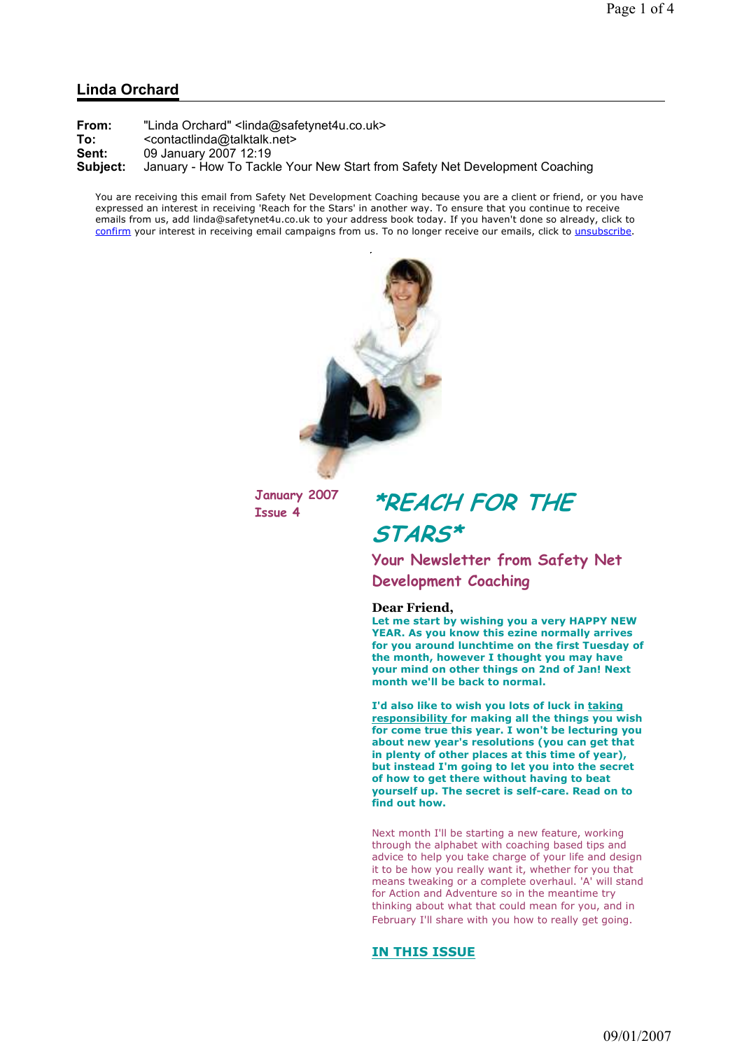## Linda Orchard

**From:** "Linda Orchard" <linda@safetynet4u.co.uk>
**To:** <contactlinda@talktalk.net>
**Sent:** 09 January 2007 12:19
**Subject:** January - How To Tackle Your New Start from Safety Net Development Coaching

You are receiving this email from Safety Net Development Coaching because you are a client or friend, or you have expressed an interest in receiving 'Reach for the Stars' in another way. To ensure that you continue to receive emails from us, add linda@safetynet4u.co.uk to your address book today. If you haven't done so already, click to confirm your interest in receiving email campaigns from us. To no longer receive our emails, click to unsubscribe.

January 2007
Issue 4

# \*REACH FOR THE STARS\*

### Your Newsletter from Safety Net Development Coaching

**Dear Friend,**

**Let me start by wishing you a very HAPPY NEW YEAR. As you know this ezine normally arrives for you around lunchtime on the first Tuesday of the month, however I thought you may have your mind on other things on 2nd of Jan! Next month we'll be back to normal.**

**I'd also like to wish you lots of luck in taking responsibility for making all the things you wish for come true this year. I won't be lecturing you about new year's resolutions (you can get that in plenty of other places at this time of year), but instead I'm going to let you into the secret of how to get there without having to beat yourself up. The secret is self-care. Read on to find out how.**

Next month I'll be starting a new feature, working through the alphabet with coaching based tips and advice to help you take charge of your life and design it to be how you really want it, whether for you that means tweaking or a complete overhaul. 'A' will stand for Action and Adventure so in the meantime try thinking about what that could mean for you, and in February I'll share with you how to really get going.

**IN THIS ISSUE**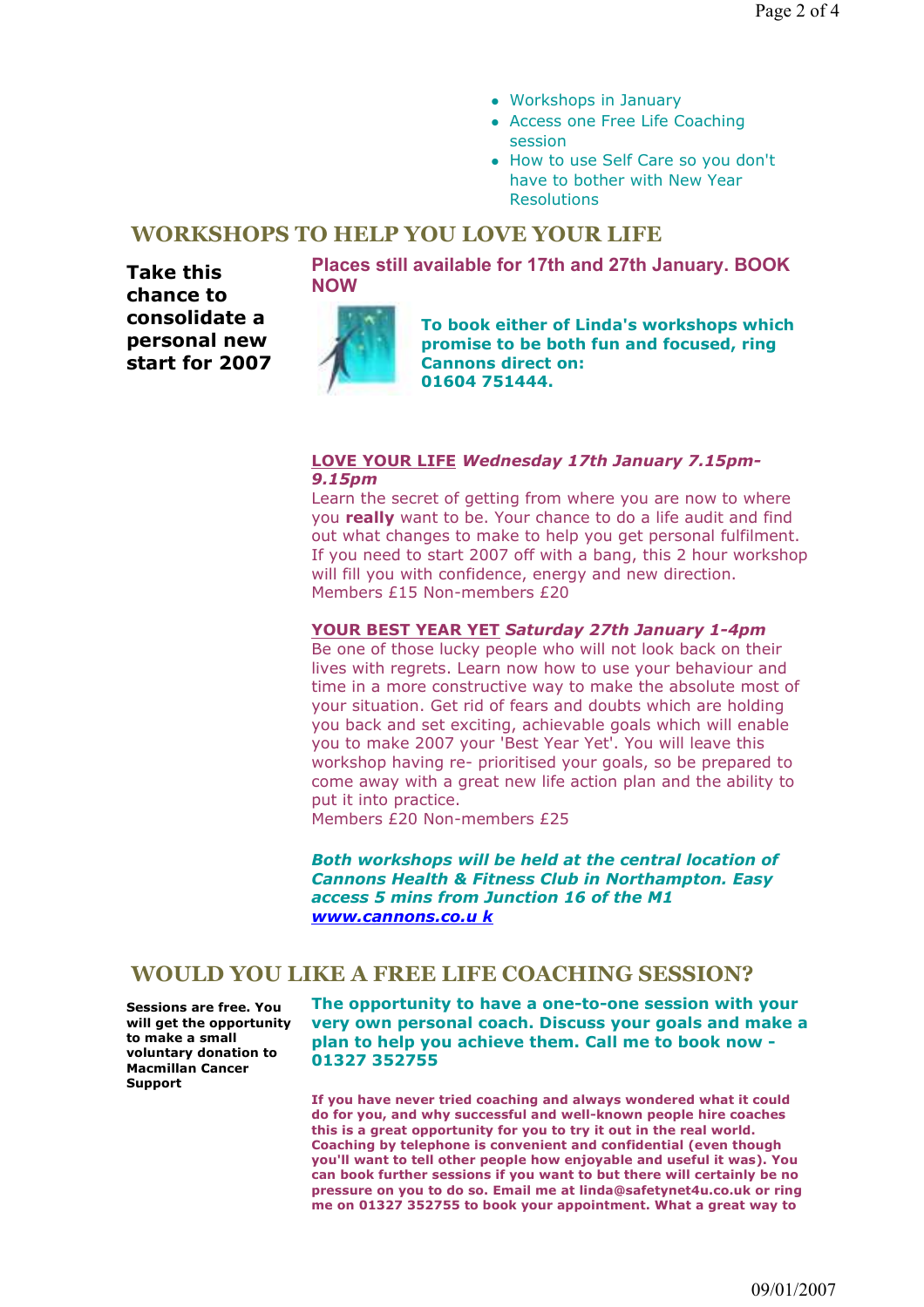- Workshops in January
- Access one Free Life Coaching session
- How to use Self Care so you don't have to bother with New Year Resolutions

## WORKSHOPS TO HELP YOU LOVE YOUR LIFE

**Take this chance to consolidate a personal new start for 2007**

**Places still available for 17th and 27th January. BOOK NOW**

**To book either of Linda's workshops which promise to be both fun and focused, ring Cannons direct on: 01604 751444.**

**LOVE YOUR LIFE** ***Wednesday 17th January 7.15pm-9.15pm***
Learn the secret of getting from where you are now to where you **really** want to be. Your chance to do a life audit and find out what changes to make to help you get personal fulfilment. If you need to start 2007 off with a bang, this 2 hour workshop will fill you with confidence, energy and new direction.
Members £15 Non-members £20

**YOUR BEST YEAR YET** ***Saturday 27th January 1-4pm***
Be one of those lucky people who will not look back on their lives with regrets. Learn now how to use your behaviour and time in a more constructive way to make the absolute most of your situation. Get rid of fears and doubts which are holding you back and set exciting, achievable goals which will enable you to make 2007 your 'Best Year Yet'. You will leave this workshop having re- prioritised your goals, so be prepared to come away with a great new life action plan and the ability to put it into practice.
Members £20 Non-members £25

***Both workshops will be held at the central location of Cannons Health & Fitness Club in Northampton. Easy access 5 mins from Junction 16 of the M1***
***www.cannons.co.u k***

## WOULD YOU LIKE A FREE LIFE COACHING SESSION?

**Sessions are free. You will get the opportunity to make a small voluntary donation to Macmillan Cancer Support**

**The opportunity to have a one-to-one session with your very own personal coach. Discuss your goals and make a plan to help you achieve them. Call me to book now - 01327 352755**

**If you have never tried coaching and always wondered what it could do for you, and why successful and well-known people hire coaches this is a great opportunity for you to try it out in the real world. Coaching by telephone is convenient and confidential (even though you'll want to tell other people how enjoyable and useful it was). You can book further sessions if you want to but there will certainly be no pressure on you to do so. Email me at linda@safetynet4u.co.uk or ring me on 01327 352755 to book your appointment. What a great way to**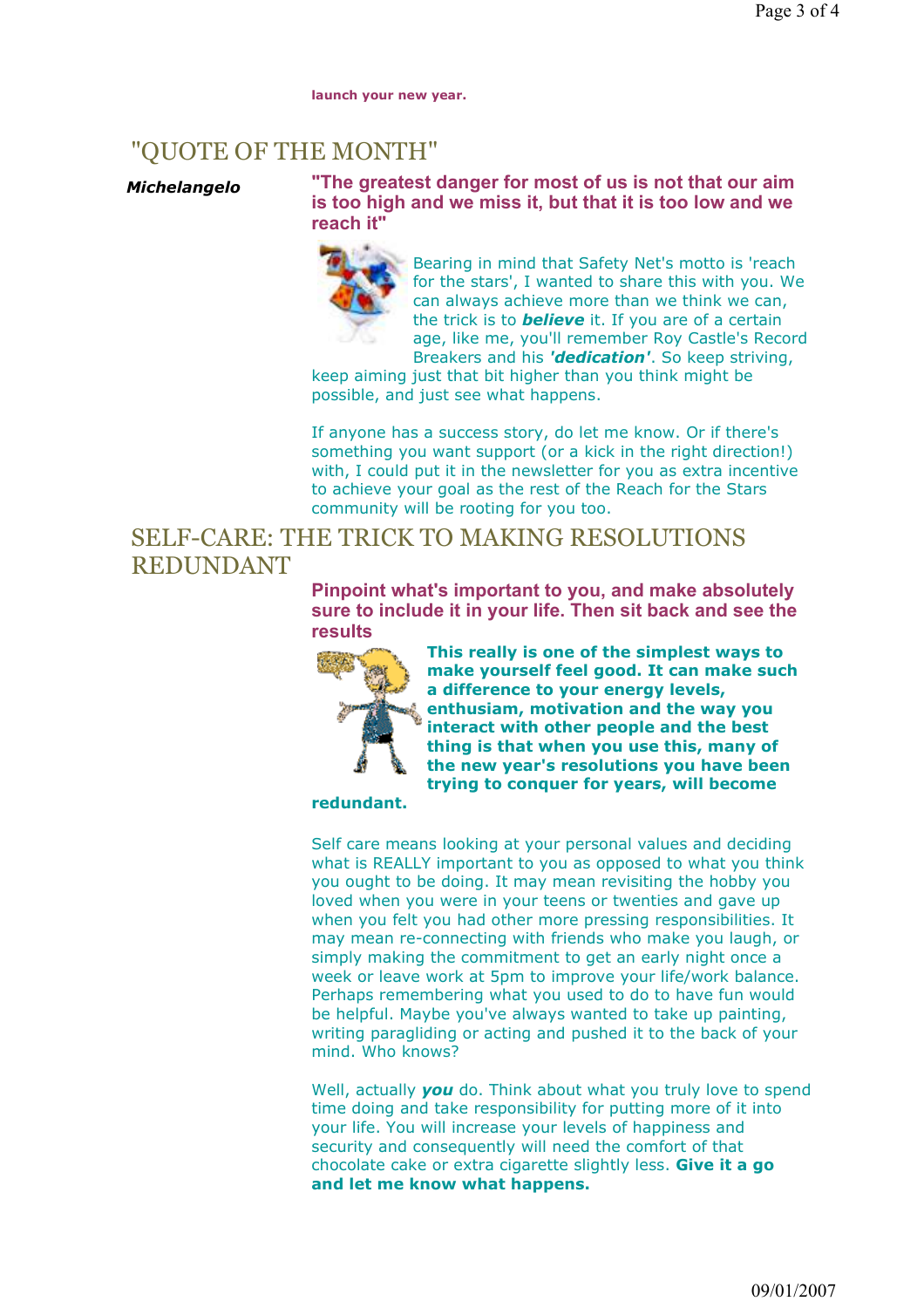**launch your new year.**

## "QUOTE OF THE MONTH"

***Michelangelo***

**"The greatest danger for most of us is not that our aim is too high and we miss it, but that it is too low and we reach it"**

Bearing in mind that Safety Net's motto is 'reach for the stars', I wanted to share this with you. We can always achieve more than we think we can, the trick is to ***believe*** it. If you are of a certain age, like me, you'll remember Roy Castle's Record Breakers and his ***'dedication'***. So keep striving, keep aiming just that bit higher than you think might be possible, and just see what happens.

If anyone has a success story, do let me know. Or if there's something you want support (or a kick in the right direction!) with, I could put it in the newsletter for you as extra incentive to achieve your goal as the rest of the Reach for the Stars community will be rooting for you too.

## SELF-CARE: THE TRICK TO MAKING RESOLUTIONS REDUNDANT

**Pinpoint what's important to you, and make absolutely sure to include it in your life. Then sit back and see the results**

**This really is one of the simplest ways to make yourself feel good. It can make such a difference to your energy levels, enthusiam, motivation and the way you interact with other people and the best thing is that when you use this, many of the new year's resolutions you have been trying to conquer for years, will become redundant.**

Self care means looking at your personal values and deciding what is REALLY important to you as opposed to what you think you ought to be doing. It may mean revisiting the hobby you loved when you were in your teens or twenties and gave up when you felt you had other more pressing responsibilities. It may mean re-connecting with friends who make you laugh, or simply making the commitment to get an early night once a week or leave work at 5pm to improve your life/work balance. Perhaps remembering what you used to do to have fun would be helpful. Maybe you've always wanted to take up painting, writing paragliding or acting and pushed it to the back of your mind. Who knows?

Well, actually ***you*** do. Think about what you truly love to spend time doing and take responsibility for putting more of it into your life. You will increase your levels of happiness and security and consequently will need the comfort of that chocolate cake or extra cigarette slightly less. **Give it a go and let me know what happens.**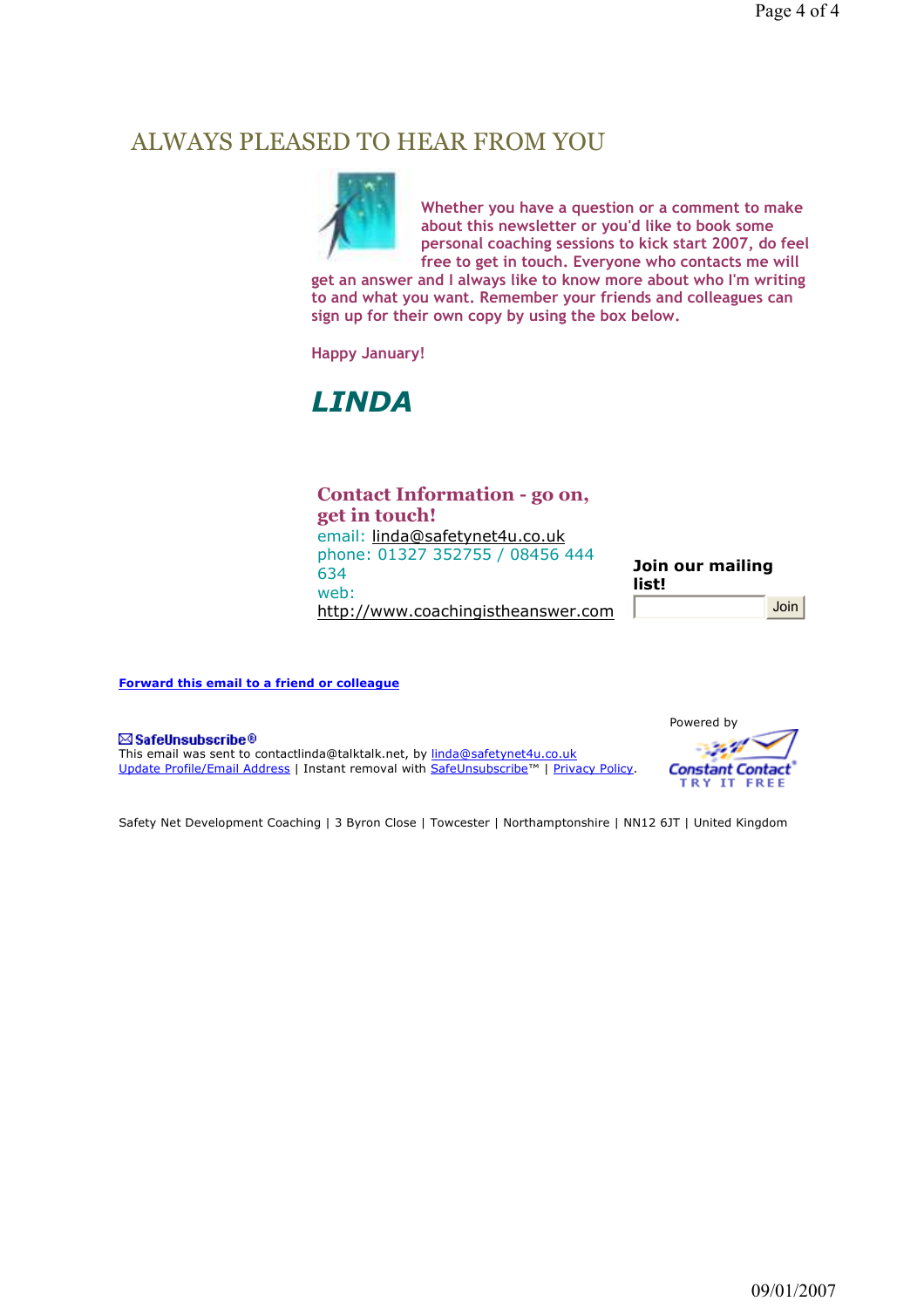# ALWAYS PLEASED TO HEAR FROM YOU

**Whether you have a question or a comment to make about this newsletter or you'd like to book some personal coaching sessions to kick start 2007, do feel free to get in touch. Everyone who contacts me will get an answer and I always like to know more about who I'm writing to and what you want. Remember your friends and colleagues can sign up for their own copy by using the box below.**

**Happy January!**

***LINDA***

## Contact Information - go on, get in touch!

email: linda@safetynet4u.co.uk
phone: 01327 352755 / 08456 444 634
web: http://www.coachingistheanswer.com

**Join our mailing list!**

Join

**Forward this email to a friend or colleague**

**SafeUnsubscribe®**
This email was sent to contactlinda@talktalk.net, by linda@safetynet4u.co.uk
Update Profile/Email Address | Instant removal with SafeUnsubscribe™ | Privacy Policy.

Powered by Constant Contact TRY IT FREE

Safety Net Development Coaching | 3 Byron Close | Towcester | Northamptonshire | NN12 6JT | United Kingdom